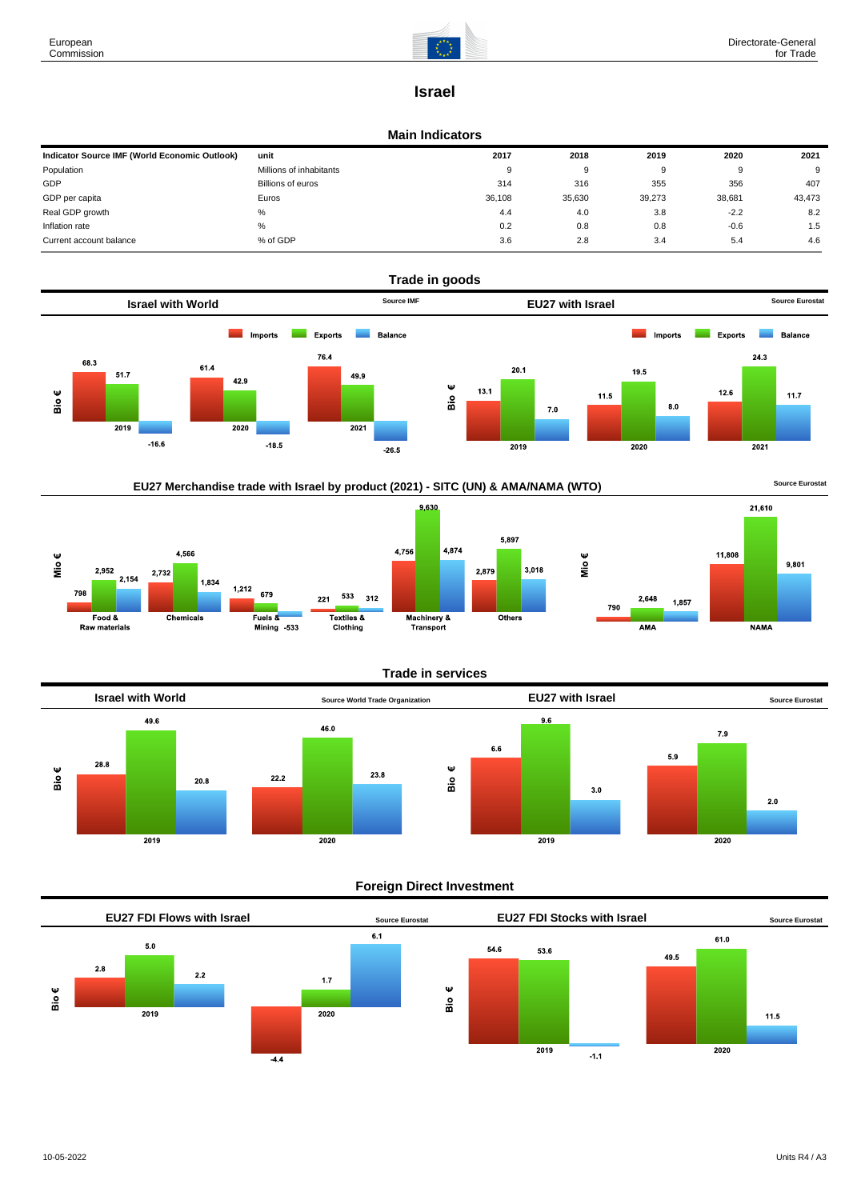# Israel

## Main Indicators

| Indicator Source IMF (World Economic Outlook) | unit | 2017 | 2018 | 2019 | 2020 | 2021 |
|---|---|---|---|---|---|---|
| Population | Millions of inhabitants | 9 | 9 | 9 | 9 | 9 |
| GDP | Billions of euros | 314 | 316 | 355 | 356 | 407 |
| GDP per capita | Euros | 36,108 | 35,630 | 39,273 | 38,681 | 43,473 |
| Real GDP growth | % | 4.4 | 4.0 | 3.8 | -2.2 | 8.2 |
| Inflation rate | % | 0.2 | 0.8 | 0.8 | -0.6 | 1.5 |
| Current account balance | % of GDP | 3.6 | 2.8 | 3.4 | 5.4 | 4.6 |

## Trade in goods

### Israel with World

Source IMF

Bio €

| | Imports | Exports | Balance |
|---|---|---|---|
| 2019 | 68.3 | 51.7 | -16.6 |
| 2020 | 61.4 | 42.9 | -18.5 |
| 2021 | 76.4 | 49.9 | -26.5 |

### EU27 with Israel

Source Eurostat

Bio €

| | Imports | Exports | Balance |
|---|---|---|---|
| 2019 | 13.1 | 20.1 | 7.0 |
| 2020 | 11.5 | 19.5 | 8.0 |
| 2021 | 12.6 | 24.3 | 11.7 |

### EU27 Merchandise trade with Israel by product (2021) - SITC (UN) & AMA/NAMA (WTO)

Source Eurostat

Mio €

| | Imports | Exports | Balance |
|---|---|---|---|
| Food & Raw materials | 798 | 2,952 | 2,154 |
| Chemicals | 2,732 | 4,566 | 1,834 |
| Fuels & Mining | 1,212 | 679 | -533 |
| Textiles & Clothing | 221 | 533 | 312 |
| Machinery & Transport | 4,756 | 9,630 | 4,874 |
| Others | 2,879 | 5,897 | 3,018 |

Mio €

| | Imports | Exports | Balance |
|---|---|---|---|
| AMA | 790 | 2,648 | 1,857 |
| NAMA | 11,808 | 21,610 | 9,801 |

## Trade in services

### Israel with World

Source World Trade Organization

Bio €

| | Imports | Exports | Balance |
|---|---|---|---|
| 2019 | 28.8 | 49.6 | 20.8 |
| 2020 | 22.2 | 46.0 | 23.8 |

### EU27 with Israel

Source Eurostat

Bio €

| | Imports | Exports | Balance |
|---|---|---|---|
| 2019 | 6.6 | 9.6 | 3.0 |
| 2020 | 5.9 | 7.9 | 2.0 |

## Foreign Direct Investment

### EU27 FDI Flows with Israel

Source Eurostat

Bio €

| | Inward | Outward | Balance |
|---|---|---|---|
| 2019 | 2.8 | 5.0 | 2.2 |
| 2020 | -4.4 | 1.7 | 6.1 |

### EU27 FDI Stocks with Israel

Source Eurostat

Bio €

| | Inward | Outward | Balance |
|---|---|---|---|
| 2019 | 54.6 | 53.6 | -1.1 |
| 2020 | 49.5 | 61.0 | 11.5 |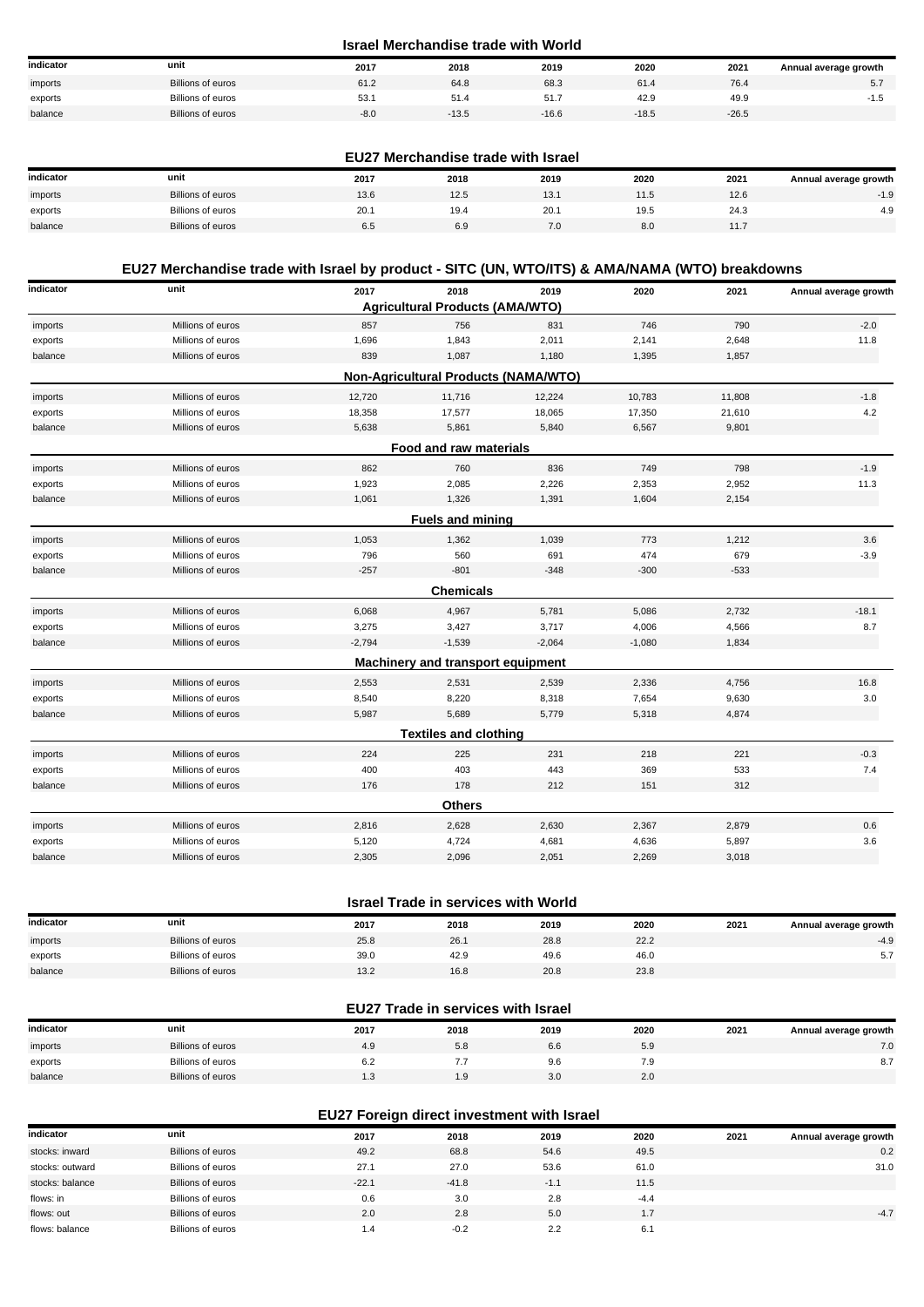## Israel Merchandise trade with World

| indicator | unit | 2017 | 2018 | 2019 | 2020 | 2021 | Annual average growth |
|---|---|---|---|---|---|---|---|
| imports | Billions of euros | 61.2 | 64.8 | 68.3 | 61.4 | 76.4 | 5.7 |
| exports | Billions of euros | 53.1 | 51.4 | 51.7 | 42.9 | 49.9 | -1.5 |
| balance | Billions of euros | -8.0 | -13.5 | -16.6 | -18.5 | -26.5 | |

## EU27 Merchandise trade with Israel

| indicator | unit | 2017 | 2018 | 2019 | 2020 | 2021 | Annual average growth |
|---|---|---|---|---|---|---|---|
| imports | Billions of euros | 13.6 | 12.5 | 13.1 | 11.5 | 12.6 | -1.9 |
| exports | Billions of euros | 20.1 | 19.4 | 20.1 | 19.5 | 24.3 | 4.9 |
| balance | Billions of euros | 6.5 | 6.9 | 7.0 | 8.0 | 11.7 | |

## EU27 Merchandise trade with Israel by product - SITC (UN, WTO/ITS) & AMA/NAMA (WTO) breakdowns

| indicator | unit | 2017 | 2018 | 2019 | 2020 | 2021 | Annual average growth |
|---|---|---|---|---|---|---|---|
| | | | **Agricultural Products (AMA/WTO)** | | | | |
| imports | Millions of euros | 857 | 756 | 831 | 746 | 790 | -2.0 |
| exports | Millions of euros | 1,696 | 1,843 | 2,011 | 2,141 | 2,648 | 11.8 |
| balance | Millions of euros | 839 | 1,087 | 1,180 | 1,395 | 1,857 | |
| | | | **Non-Agricultural Products (NAMA/WTO)** | | | | |
| imports | Millions of euros | 12,720 | 11,716 | 12,224 | 10,783 | 11,808 | -1.8 |
| exports | Millions of euros | 18,358 | 17,577 | 18,065 | 17,350 | 21,610 | 4.2 |
| balance | Millions of euros | 5,638 | 5,861 | 5,840 | 6,567 | 9,801 | |
| | | | **Food and raw materials** | | | | |
| imports | Millions of euros | 862 | 760 | 836 | 749 | 798 | -1.9 |
| exports | Millions of euros | 1,923 | 2,085 | 2,226 | 2,353 | 2,952 | 11.3 |
| balance | Millions of euros | 1,061 | 1,326 | 1,391 | 1,604 | 2,154 | |
| | | | **Fuels and mining** | | | | |
| imports | Millions of euros | 1,053 | 1,362 | 1,039 | 773 | 1,212 | 3.6 |
| exports | Millions of euros | 796 | 560 | 691 | 474 | 679 | -3.9 |
| balance | Millions of euros | -257 | -801 | -348 | -300 | -533 | |
| | | | **Chemicals** | | | | |
| imports | Millions of euros | 6,068 | 4,967 | 5,781 | 5,086 | 2,732 | -18.1 |
| exports | Millions of euros | 3,275 | 3,427 | 3,717 | 4,006 | 4,566 | 8.7 |
| balance | Millions of euros | -2,794 | -1,539 | -2,064 | -1,080 | 1,834 | |
| | | | **Machinery and transport equipment** | | | | |
| imports | Millions of euros | 2,553 | 2,531 | 2,539 | 2,336 | 4,756 | 16.8 |
| exports | Millions of euros | 8,540 | 8,220 | 8,318 | 7,654 | 9,630 | 3.0 |
| balance | Millions of euros | 5,987 | 5,689 | 5,779 | 5,318 | 4,874 | |
| | | | **Textiles and clothing** | | | | |
| imports | Millions of euros | 224 | 225 | 231 | 218 | 221 | -0.3 |
| exports | Millions of euros | 400 | 403 | 443 | 369 | 533 | 7.4 |
| balance | Millions of euros | 176 | 178 | 212 | 151 | 312 | |
| | | | **Others** | | | | |
| imports | Millions of euros | 2,816 | 2,628 | 2,630 | 2,367 | 2,879 | 0.6 |
| exports | Millions of euros | 5,120 | 4,724 | 4,681 | 4,636 | 5,897 | 3.6 |
| balance | Millions of euros | 2,305 | 2,096 | 2,051 | 2,269 | 3,018 | |

## Israel Trade in services with World

| indicator | unit | 2017 | 2018 | 2019 | 2020 | 2021 | Annual average growth |
|---|---|---|---|---|---|---|---|
| imports | Billions of euros | 25.8 | 26.1 | 28.8 | 22.2 | | -4.9 |
| exports | Billions of euros | 39.0 | 42.9 | 49.6 | 46.0 | | 5.7 |
| balance | Billions of euros | 13.2 | 16.8 | 20.8 | 23.8 | | |

## EU27 Trade in services with Israel

| indicator | unit | 2017 | 2018 | 2019 | 2020 | 2021 | Annual average growth |
|---|---|---|---|---|---|---|---|
| imports | Billions of euros | 4.9 | 5.8 | 6.6 | 5.9 | | 7.0 |
| exports | Billions of euros | 6.2 | 7.7 | 9.6 | 7.9 | | 8.7 |
| balance | Billions of euros | 1.3 | 1.9 | 3.0 | 2.0 | | |

## EU27 Foreign direct investment with Israel

| indicator | unit | 2017 | 2018 | 2019 | 2020 | 2021 | Annual average growth |
|---|---|---|---|---|---|---|---|
| stocks: inward | Billions of euros | 49.2 | 68.8 | 54.6 | 49.5 | | 0.2 |
| stocks: outward | Billions of euros | 27.1 | 27.0 | 53.6 | 61.0 | | 31.0 |
| stocks: balance | Billions of euros | -22.1 | -41.8 | -1.1 | 11.5 | | |
| flows: in | Billions of euros | 0.6 | 3.0 | 2.8 | -4.4 | | |
| flows: out | Billions of euros | 2.0 | 2.8 | 5.0 | 1.7 | | -4.7 |
| flows: balance | Billions of euros | 1.4 | -0.2 | 2.2 | 6.1 | | |